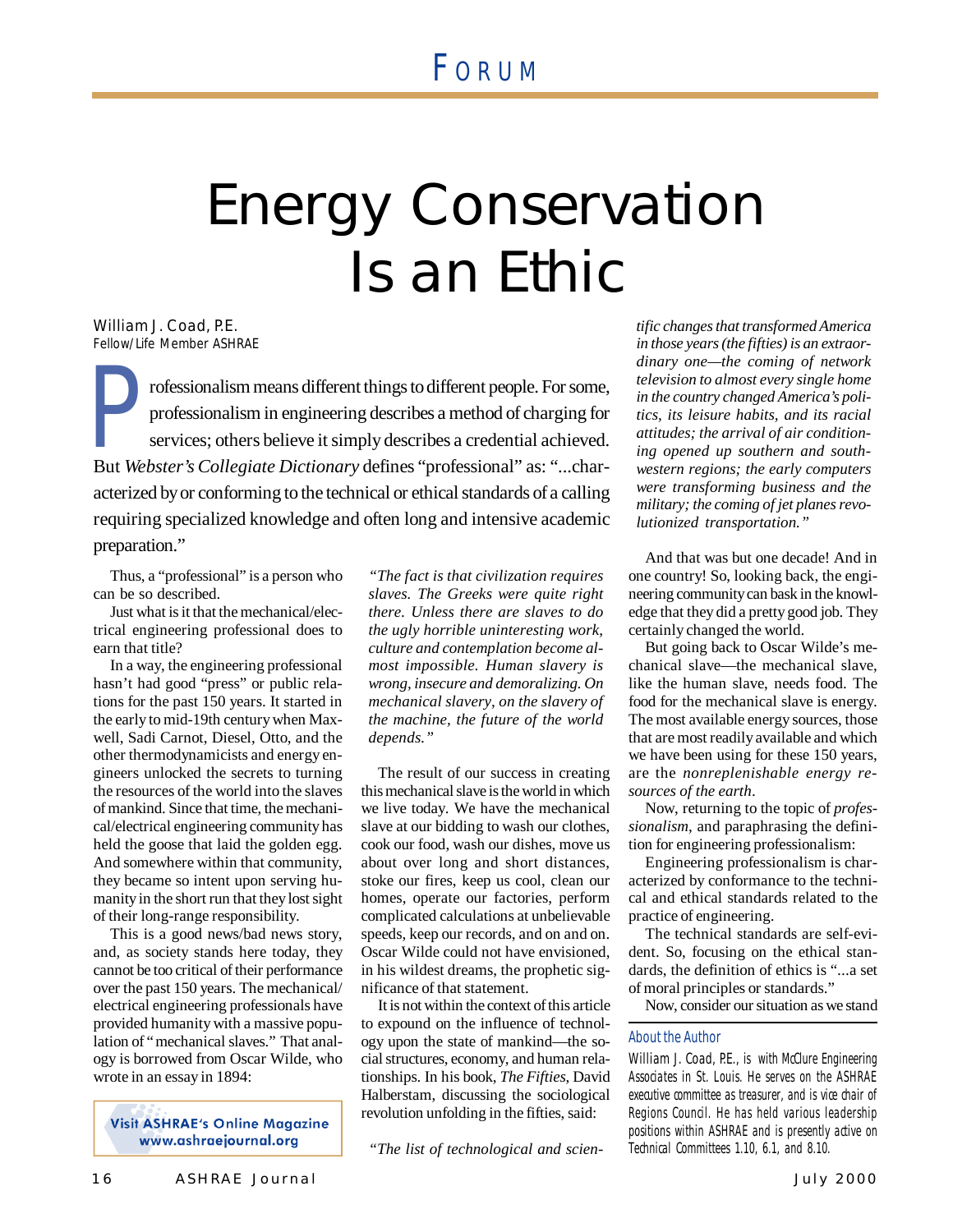FORUM

# Energy Conservation Is an Ethic

William J. Coad, P.E.
Fellow/Life Member ASHRAE

Professionalism means different things to different people. For some, professionalism in engineering describes a method of charging for services; others believe it simply describes a credential achieved. But *Webster's Collegiate Dictionary* defines "professional" as: "...characterized by or conforming to the technical or ethical standards of a calling requiring specialized knowledge and often long and intensive academic preparation."

Thus, a "professional" is a person who can be so described.

Just what is it that the mechanical/electrical engineering professional does to earn that title?

In a way, the engineering professional hasn't had good "press" or public relations for the past 150 years. It started in the early to mid-19th century when Maxwell, Sadi Carnot, Diesel, Otto, and the other thermodynamicists and energy engineers unlocked the secrets to turning the resources of the world into the slaves of mankind. Since that time, the mechanical/electrical engineering community has held the goose that laid the golden egg. And somewhere within that community, they became so intent upon serving humanity in the short run that they lost sight of their long-range responsibility.

This is a good news/bad news story, and, as society stands here today, they cannot be too critical of their performance over the past 150 years. The mechanical/electrical engineering professionals have provided humanity with a massive population of "mechanical slaves." That analogy is borrowed from Oscar Wilde, who wrote in an essay in 1894:

*"The fact is that civilization requires slaves. The Greeks were quite right there. Unless there are slaves to do the ugly horrible uninteresting work, culture and contemplation become almost impossible. Human slavery is wrong, insecure and demoralizing. On mechanical slavery, on the slavery of the machine, the future of the world depends."*

The result of our success in creating this mechanical slave is the world in which we live today. We have the mechanical slave at our bidding to wash our clothes, cook our food, wash our dishes, move us about over long and short distances, stoke our fires, keep us cool, clean our homes, operate our factories, perform complicated calculations at unbelievable speeds, keep our records, and on and on. Oscar Wilde could not have envisioned, in his wildest dreams, the prophetic significance of that statement.

It is not within the context of this article to expound on the influence of technology upon the state of mankind—the social structures, economy, and human relationships. In his book, *The Fifties*, David Halberstam, discussing the sociological revolution unfolding in the fifties, said:

*"The list of technological and scientific changes that transformed America in those years (the fifties) is an extraordinary one—the coming of network television to almost every single home in the country changed America's politics, its leisure habits, and its racial attitudes; the arrival of air conditioning opened up southern and southwestern regions; the early computers were transforming business and the military; the coming of jet planes revolutionized transportation."*

And that was but one decade! And in one country! So, looking back, the engineering community can bask in the knowledge that they did a pretty good job. They certainly changed the world.

But going back to Oscar Wilde's mechanical slave—the mechanical slave, like the human slave, needs food. The food for the mechanical slave is energy. The most available energy sources, those that are most readily available and which we have been using for these 150 years, are the *nonreplenishable energy resources of the earth*.

Now, returning to the topic of *professionalism*, and paraphrasing the definition for engineering professionalism:

Engineering professionalism is characterized by conformance to the technical and ethical standards related to the practice of engineering.

The technical standards are self-evident. So, focusing on the ethical standards, the definition of ethics is "...a set of moral principles or standards."

Now, consider our situation as we stand

### About the Author

William J. Coad, P.E., is with McClure Engineering Associates in St. Louis. He serves on the ASHRAE executive committee as treasurer, and is vice chair of Regions Council. He has held various leadership positions within ASHRAE and is presently active on Technical Committees 1.10, 6.1, and 8.10.

Visit ASHRAE's Online Magazine
www.ashraejournal.org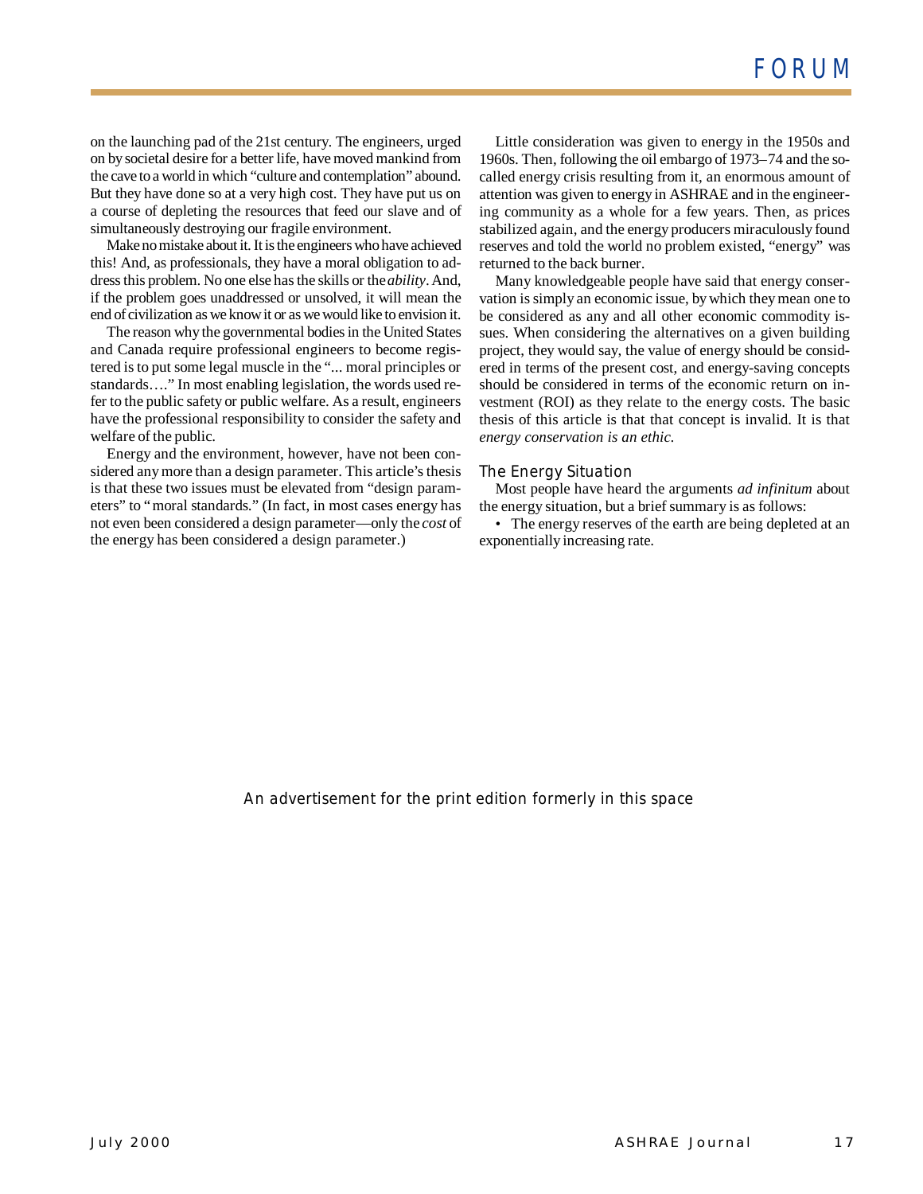on the launching pad of the 21st century. The engineers, urged on by societal desire for a better life, have moved mankind from the cave to a world in which "culture and contemplation" abound. But they have done so at a very high cost. They have put us on a course of depleting the resources that feed our slave and of simultaneously destroying our fragile environment.

Make no mistake about it. It is the engineers who have achieved this! And, as professionals, they have a moral obligation to address this problem. No one else has the skills or the *ability*. And, if the problem goes unaddressed or unsolved, it will mean the end of civilization as we know it or as we would like to envision it.

The reason why the governmental bodies in the United States and Canada require professional engineers to become registered is to put some legal muscle in the "... moral principles or standards…." In most enabling legislation, the words used refer to the public safety or public welfare. As a result, engineers have the professional responsibility to consider the safety and welfare of the public.

Energy and the environment, however, have not been considered any more than a design parameter. This article's thesis is that these two issues must be elevated from "design parameters" to "moral standards." (In fact, in most cases energy has not even been considered a design parameter—only the *cost* of the energy has been considered a design parameter.)

Little consideration was given to energy in the 1950s and 1960s. Then, following the oil embargo of 1973–74 and the so-called energy crisis resulting from it, an enormous amount of attention was given to energy in ASHRAE and in the engineering community as a whole for a few years. Then, as prices stabilized again, and the energy producers miraculously found reserves and told the world no problem existed, "energy" was returned to the back burner.

Many knowledgeable people have said that energy conservation is simply an economic issue, by which they mean one to be considered as any and all other economic commodity issues. When considering the alternatives on a given building project, they would say, the value of energy should be considered in terms of the present cost, and energy-saving concepts should be considered in terms of the economic return on investment (ROI) as they relate to the energy costs. The basic thesis of this article is that that concept is invalid. It is that *energy conservation is an ethic.*

## The Energy Situation

Most people have heard the arguments *ad infinitum* about the energy situation, but a brief summary is as follows:

- The energy reserves of the earth are being depleted at an exponentially increasing rate.

An advertisement for the print edition formerly in this space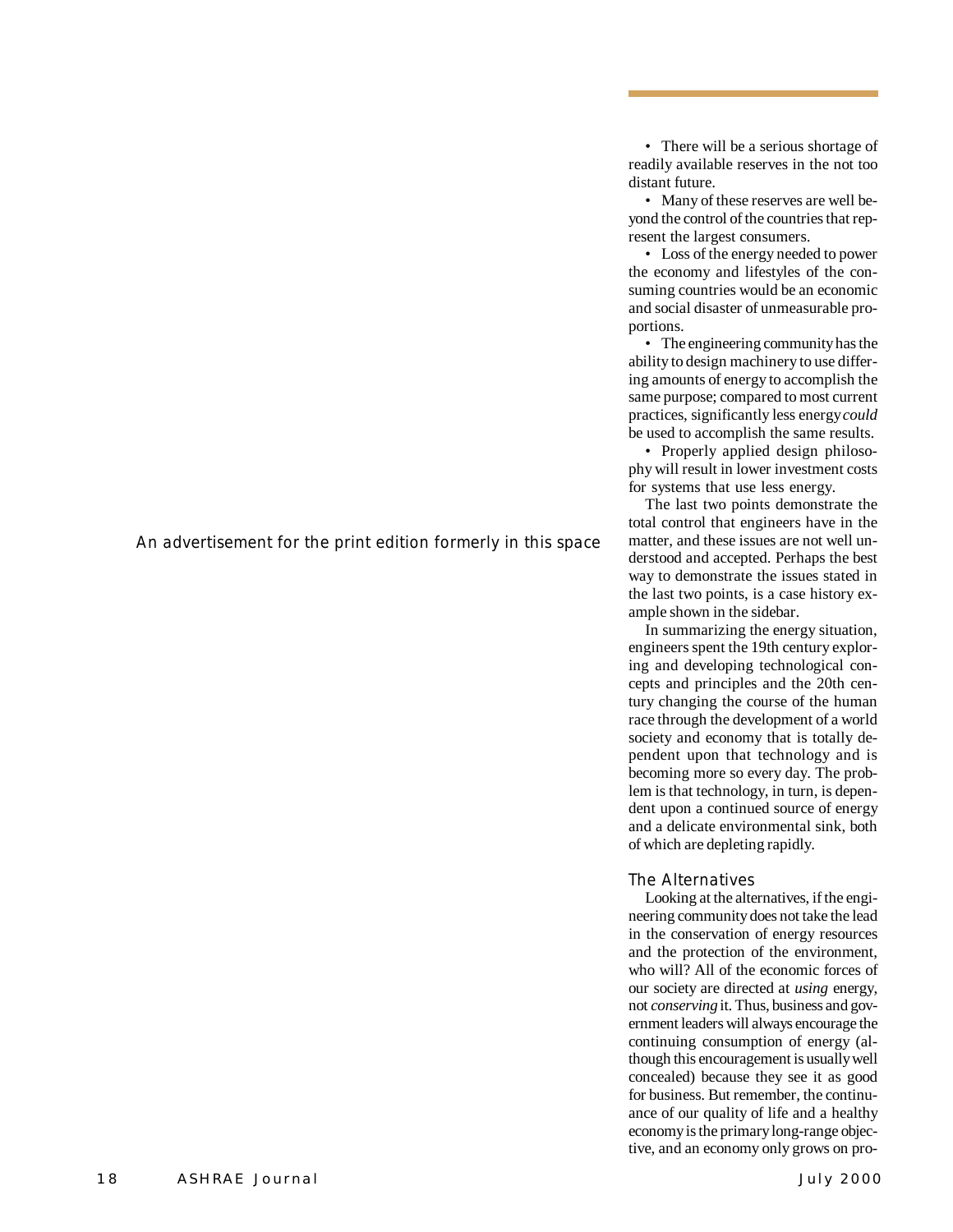An advertisement for the print edition formerly in this space

- There will be a serious shortage of readily available reserves in the not too distant future.
- Many of these reserves are well beyond the control of the countries that represent the largest consumers.
- Loss of the energy needed to power the economy and lifestyles of the consuming countries would be an economic and social disaster of unmeasurable proportions.
- The engineering community has the ability to design machinery to use differing amounts of energy to accomplish the same purpose; compared to most current practices, significantly less energy *could* be used to accomplish the same results.
- Properly applied design philosophy will result in lower investment costs for systems that use less energy.

The last two points demonstrate the total control that engineers have in the matter, and these issues are not well understood and accepted. Perhaps the best way to demonstrate the issues stated in the last two points, is a case history example shown in the sidebar.

In summarizing the energy situation, engineers spent the 19th century exploring and developing technological concepts and principles and the 20th century changing the course of the human race through the development of a world society and economy that is totally dependent upon that technology and is becoming more so every day. The problem is that technology, in turn, is dependent upon a continued source of energy and a delicate environmental sink, both of which are depleting rapidly.

## The Alternatives

Looking at the alternatives, if the engineering community does not take the lead in the conservation of energy resources and the protection of the environment, who will? All of the economic forces of our society are directed at *using* energy, not *conserving* it. Thus, business and government leaders will always encourage the continuing consumption of energy (although this encouragement is usually well concealed) because they see it as good for business. But remember, the continuance of our quality of life and a healthy economy is the primary long-range objective, and an economy only grows on pro-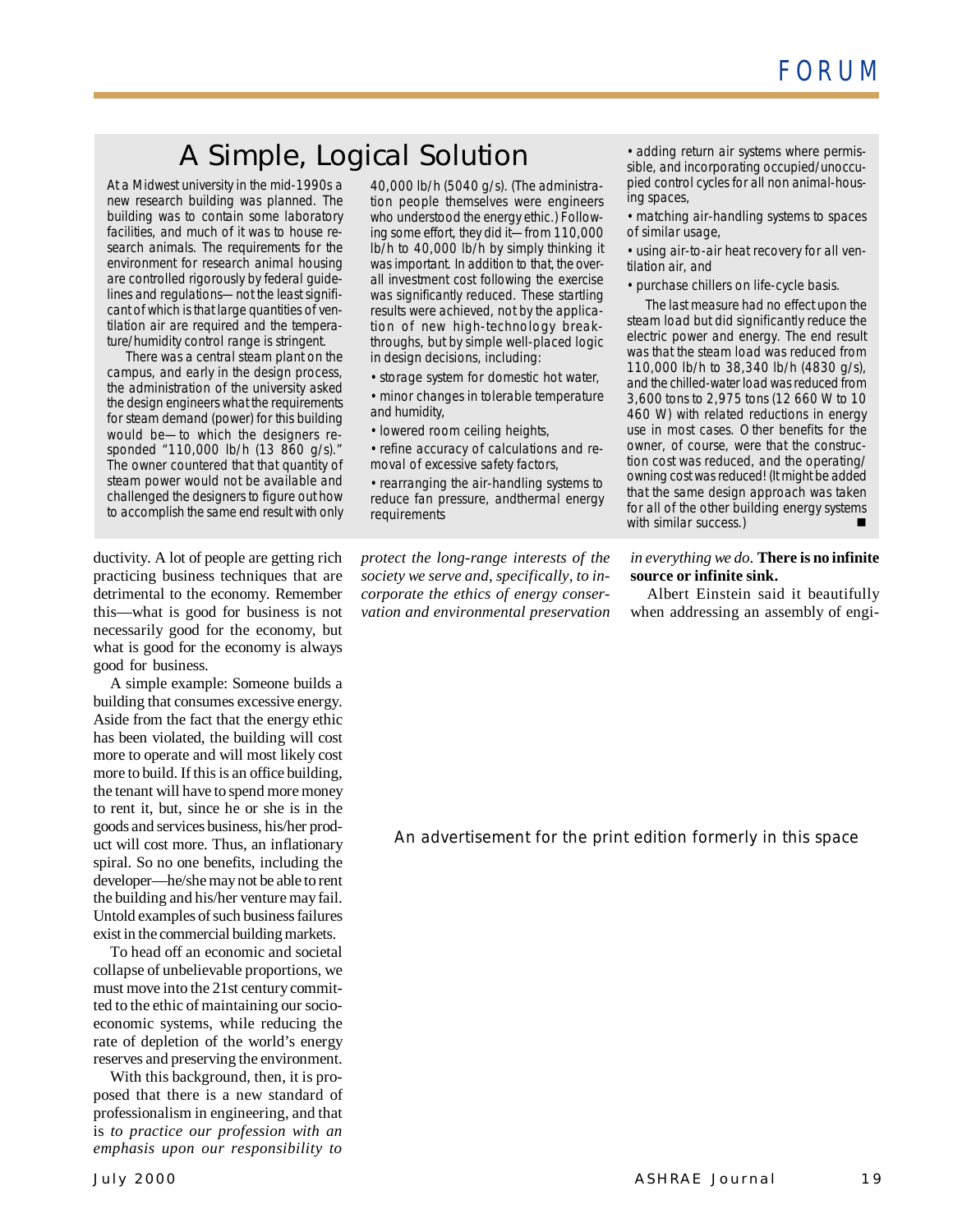## A Simple, Logical Solution

At a Midwest university in the mid-1990s a new research building was planned. The building was to contain some laboratory facilities, and much of it was to house research animals. The requirements for the environment for research animal housing are controlled rigorously by federal guidelines and regulations—not the least significant of which is that large quantities of ventilation air are required and the temperature/humidity control range is stringent.

There was a central steam plant on the campus, and early in the design process, the administration of the university asked the design engineers what the requirements for steam demand (power) for this building would be—to which the designers responded "110,000 lb/h (13 860 g/s)." The owner countered that that quantity of steam power would not be available and challenged the designers to figure out how to accomplish the same end result with only 40,000 lb/h (5040 g/s). (The administration people themselves were engineers who understood the energy ethic.) Following some effort, they did it—from 110,000 lb/h to 40,000 lb/h by simply thinking it was important. In addition to that, the overall investment cost following the exercise was significantly reduced. These startling results were achieved, not by the application of new high-technology breakthroughs, but by simple well-placed logic in design decisions, including:

- storage system for domestic hot water,
- minor changes in tolerable temperature and humidity,
- lowered room ceiling heights,
- refine accuracy of calculations and removal of excessive safety factors,
- rearranging the air-handling systems to reduce fan pressure, andthermal energy requirements
- adding return air systems where permissible, and incorporating occupied/unoccupied control cycles for all non animal-housing spaces,
- matching air-handling systems to spaces of similar usage,
- using air-to-air heat recovery for all ventilation air, and
- purchase chillers on life-cycle basis.

The last measure had no effect upon the steam load but did significantly reduce the electric power and energy. The end result was that the steam load was reduced from 110,000 lb/h to 38,340 lb/h (4830 g/s), and the chilled-water load was reduced from 3,600 tons to 2,975 tons (12 660 W to 10 460 W) with related reductions in energy use in most cases. Other benefits for the owner, of course, were that the construction cost was reduced, and the operating/owning cost was reduced! (It might be added that the same design approach was taken for all of the other building energy systems with similar success.) ■

ductivity. A lot of people are getting rich practicing business techniques that are detrimental to the economy. Remember this—what is good for business is not necessarily good for the economy, but what is good for the economy is always good for business.

A simple example: Someone builds a building that consumes excessive energy. Aside from the fact that the energy ethic has been violated, the building will cost more to operate and will most likely cost more to build. If this is an office building, the tenant will have to spend more money to rent it, but, since he or she is in the goods and services business, his/her product will cost more. Thus, an inflationary spiral. So no one benefits, including the developer—he/she may not be able to rent the building and his/her venture may fail. Untold examples of such business failures exist in the commercial building markets.

To head off an economic and societal collapse of unbelievable proportions, we must move into the 21st century committed to the ethic of maintaining our socioeconomic systems, while reducing the rate of depletion of the world's energy reserves and preserving the environment.

With this background, then, it is proposed that there is a new standard of professionalism in engineering, and that is *to practice our profession with an emphasis upon our responsibility to protect the long-range interests of the society we serve and, specifically, to incorporate the ethics of energy conservation and environmental preservation in everything we do.* **There is no infinite source or infinite sink.**

Albert Einstein said it beautifully when addressing an assembly of engi-

An advertisement for the print edition formerly in this space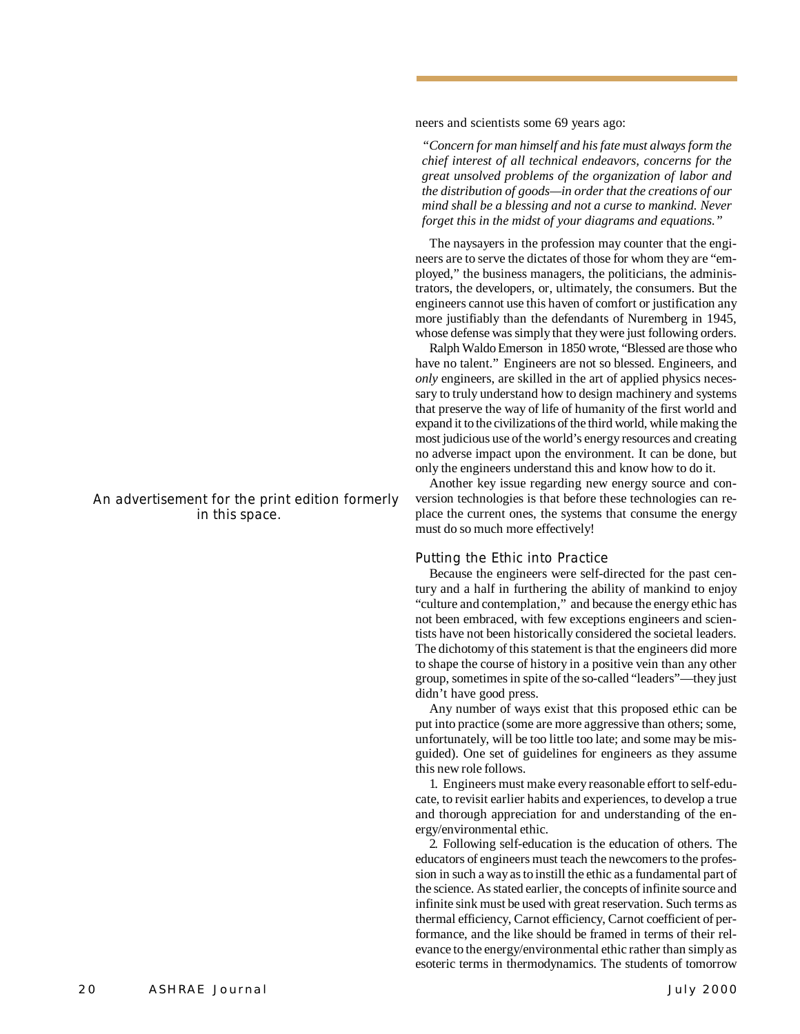neers and scientists some 69 years ago:

> *"Concern for man himself and his fate must always form the chief interest of all technical endeavors, concerns for the great unsolved problems of the organization of labor and the distribution of goods—in order that the creations of our mind shall be a blessing and not a curse to mankind. Never forget this in the midst of your diagrams and equations."*

The naysayers in the profession may counter that the engineers are to serve the dictates of those for whom they are "employed," the business managers, the politicians, the administrators, the developers, or, ultimately, the consumers. But the engineers cannot use this haven of comfort or justification any more justifiably than the defendants of Nuremberg in 1945, whose defense was simply that they were just following orders.

Ralph Waldo Emerson in 1850 wrote, "Blessed are those who have no talent." Engineers are not so blessed. Engineers, and *only* engineers, are skilled in the art of applied physics necessary to truly understand how to design machinery and systems that preserve the way of life of humanity of the first world and expand it to the civilizations of the third world, while making the most judicious use of the world's energy resources and creating no adverse impact upon the environment. It can be done, but only the engineers understand this and know how to do it.

Another key issue regarding new energy source and conversion technologies is that before these technologies can replace the current ones, the systems that consume the energy must do so much more effectively!

An advertisement for the print edition formerly in this space.

### Putting the Ethic into Practice

Because the engineers were self-directed for the past century and a half in furthering the ability of mankind to enjoy "culture and contemplation," and because the energy ethic has not been embraced, with few exceptions engineers and scientists have not been historically considered the societal leaders. The dichotomy of this statement is that the engineers did more to shape the course of history in a positive vein than any other group, sometimes in spite of the so-called "leaders"—they just didn't have good press.

Any number of ways exist that this proposed ethic can be put into practice (some are more aggressive than others; some, unfortunately, will be too little too late; and some may be misguided). One set of guidelines for engineers as they assume this new role follows.

1. Engineers must make every reasonable effort to self-educate, to revisit earlier habits and experiences, to develop a true and thorough appreciation for and understanding of the energy/environmental ethic.

2. Following self-education is the education of others. The educators of engineers must teach the newcomers to the profession in such a way as to instill the ethic as a fundamental part of the science. As stated earlier, the concepts of infinite source and infinite sink must be used with great reservation. Such terms as thermal efficiency, Carnot efficiency, Carnot coefficient of performance, and the like should be framed in terms of their relevance to the energy/environmental ethic rather than simply as esoteric terms in thermodynamics. The students of tomorrow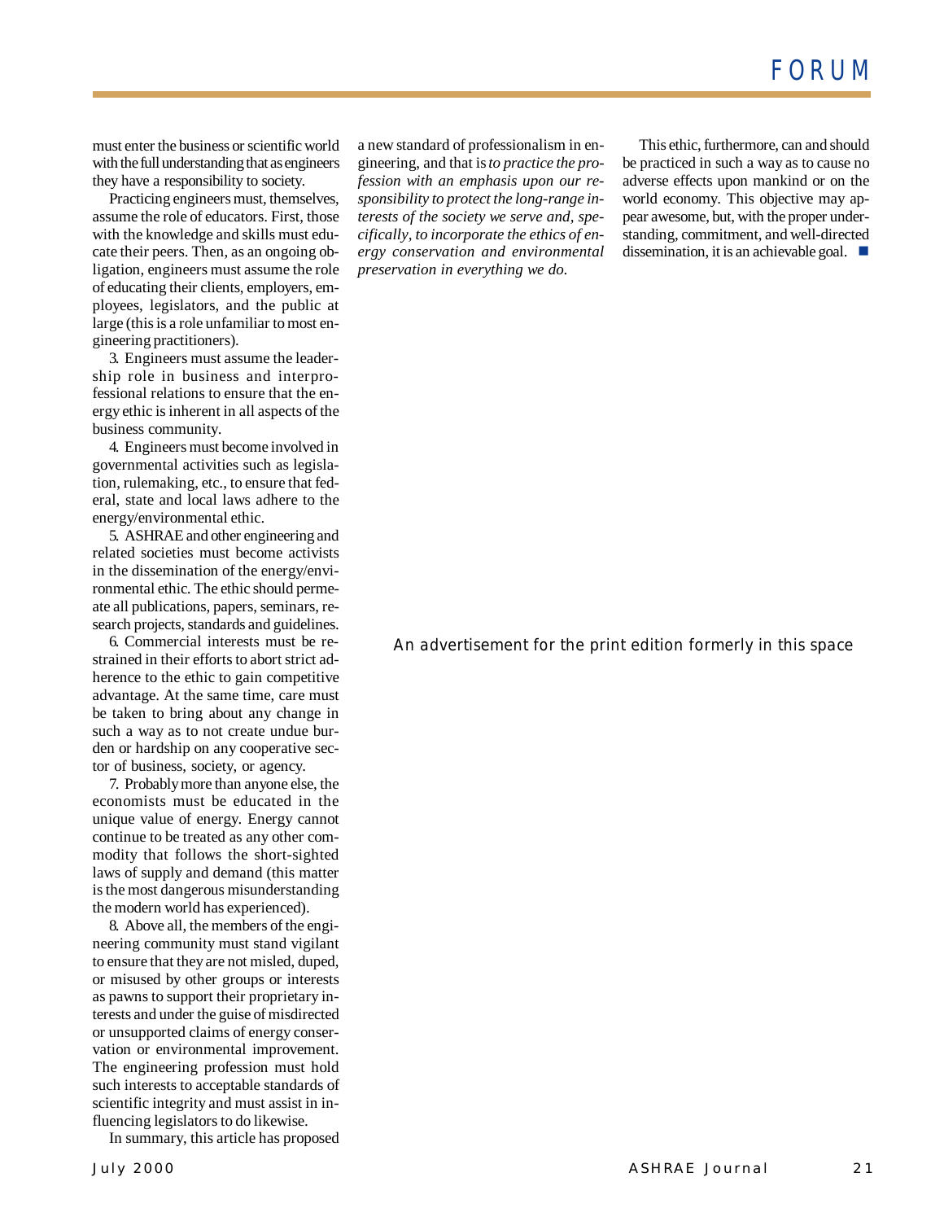must enter the business or scientific world with the full understanding that as engineers they have a responsibility to society.

Practicing engineers must, themselves, assume the role of educators. First, those with the knowledge and skills must educate their peers. Then, as an ongoing obligation, engineers must assume the role of educating their clients, employers, employees, legislators, and the public at large (this is a role unfamiliar to most engineering practitioners).

3. Engineers must assume the leadership role in business and interprofessional relations to ensure that the energy ethic is inherent in all aspects of the business community.

4. Engineers must become involved in governmental activities such as legislation, rulemaking, etc., to ensure that federal, state and local laws adhere to the energy/environmental ethic.

5. ASHRAE and other engineering and related societies must become activists in the dissemination of the energy/environmental ethic. The ethic should permeate all publications, papers, seminars, research projects, standards and guidelines.

6. Commercial interests must be restrained in their efforts to abort strict adherence to the ethic to gain competitive advantage. At the same time, care must be taken to bring about any change in such a way as to not create undue burden or hardship on any cooperative sector of business, society, or agency.

7. Probably more than anyone else, the economists must be educated in the unique value of energy. Energy cannot continue to be treated as any other commodity that follows the short-sighted laws of supply and demand (this matter is the most dangerous misunderstanding the modern world has experienced).

8. Above all, the members of the engineering community must stand vigilant to ensure that they are not misled, duped, or misused by other groups or interests as pawns to support their proprietary interests and under the guise of misdirected or unsupported claims of energy conservation or environmental improvement. The engineering profession must hold such interests to acceptable standards of scientific integrity and must assist in influencing legislators to do likewise.

In summary, this article has proposed a new standard of professionalism in engineering, and that is *to practice the profession with an emphasis upon our responsibility to protect the long-range interests of the society we serve and, specifically, to incorporate the ethics of energy conservation and environmental preservation in everything we do.*

This ethic, furthermore, can and should be practiced in such a way as to cause no adverse effects upon mankind or on the world economy. This objective may appear awesome, but, with the proper understanding, commitment, and well-directed dissemination, it is an achievable goal. ■

An advertisement for the print edition formerly in this space